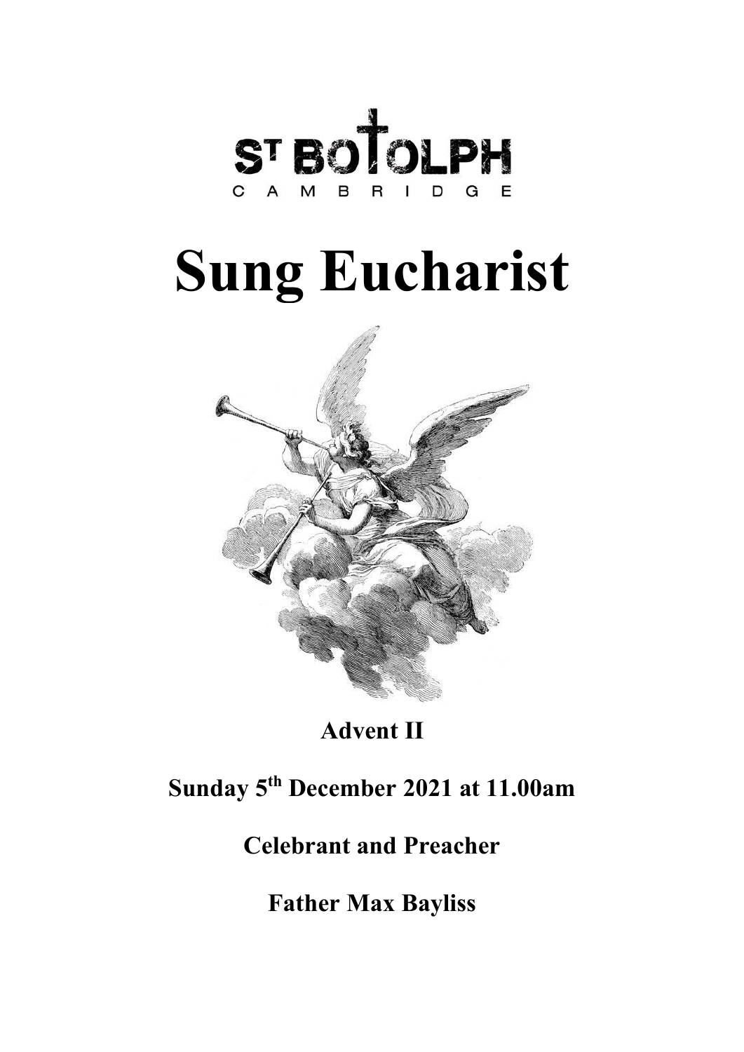ST BOTOLPH
CAMBRIDGE

# Sung Eucharist

**Advent II**

**Sunday 5th December 2021 at 11.00am**

**Celebrant and Preacher**

**Father Max Bayliss**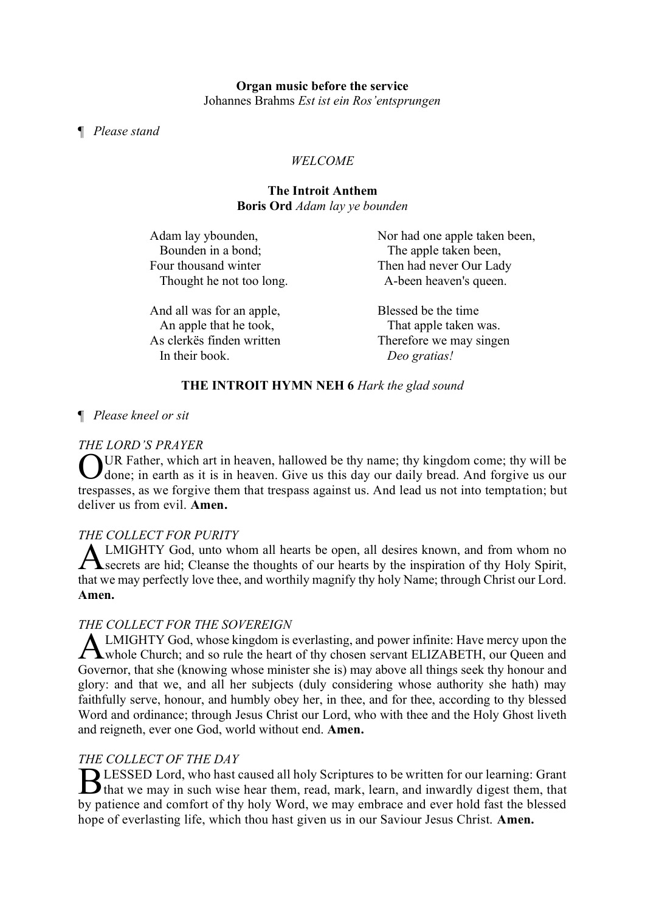**Organ music before the service**
Johannes Brahms *Est ist ein Ros'entsprungen*

¶ *Please stand*

*WELCOME*

**The Introit Anthem**
**Boris Ord** *Adam lay ye bounden*

Adam lay ybounden,
  Bounden in a bond;
Four thousand winter
  Thought he not too long.

And all was for an apple,
  An apple that he took,
As clerkës finden written
  In their book.

Nor had one apple taken been,
  The apple taken been,
Then had never Our Lady
  A-been heaven's queen.

Blessed be the time
  That apple taken was.
Therefore we may singen
  *Deo gratias!*

**THE INTROIT HYMN NEH 6** *Hark the glad sound*

¶ *Please kneel or sit*

*THE LORD'S PRAYER*

OUR Father, which art in heaven, hallowed be thy name; thy kingdom come; thy will be done; in earth as it is in heaven. Give us this day our daily bread. And forgive us our trespasses, as we forgive them that trespass against us. And lead us not into temptation; but deliver us from evil. **Amen.**

*THE COLLECT FOR PURITY*

ALMIGHTY God, unto whom all hearts be open, all desires known, and from whom no secrets are hid; Cleanse the thoughts of our hearts by the inspiration of thy Holy Spirit, that we may perfectly love thee, and worthily magnify thy holy Name; through Christ our Lord. **Amen.**

*THE COLLECT FOR THE SOVEREIGN*

ALMIGHTY God, whose kingdom is everlasting, and power infinite: Have mercy upon the whole Church; and so rule the heart of thy chosen servant ELIZABETH, our Queen and Governor, that she (knowing whose minister she is) may above all things seek thy honour and glory: and that we, and all her subjects (duly considering whose authority she hath) may faithfully serve, honour, and humbly obey her, in thee, and for thee, according to thy blessed Word and ordinance; through Jesus Christ our Lord, who with thee and the Holy Ghost liveth and reigneth, ever one God, world without end. **Amen.**

*THE COLLECT OF THE DAY*

BLESSED Lord, who hast caused all holy Scriptures to be written for our learning: Grant that we may in such wise hear them, read, mark, learn, and inwardly digest them, that by patience and comfort of thy holy Word, we may embrace and ever hold fast the blessed hope of everlasting life, which thou hast given us in our Saviour Jesus Christ. **Amen.**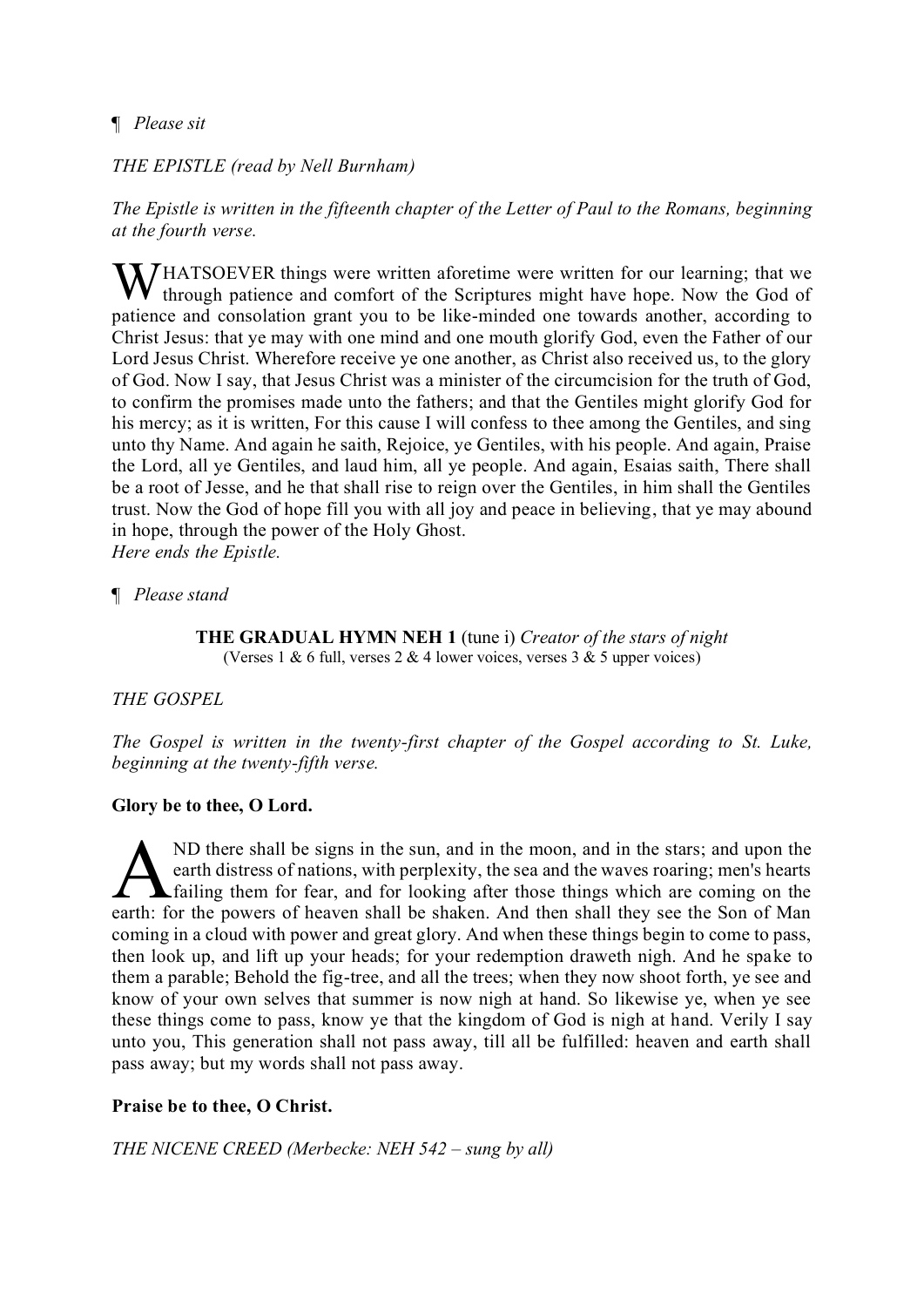¶ *Please sit*

*THE EPISTLE (read by Nell Burnham)*

*The Epistle is written in the fifteenth chapter of the Letter of Paul to the Romans, beginning at the fourth verse.*

WHATSOEVER things were written aforetime were written for our learning; that we through patience and comfort of the Scriptures might have hope. Now the God of patience and consolation grant you to be like-minded one towards another, according to Christ Jesus: that ye may with one mind and one mouth glorify God, even the Father of our Lord Jesus Christ. Wherefore receive ye one another, as Christ also received us, to the glory of God. Now I say, that Jesus Christ was a minister of the circumcision for the truth of God, to confirm the promises made unto the fathers; and that the Gentiles might glorify God for his mercy; as it is written, For this cause I will confess to thee among the Gentiles, and sing unto thy Name. And again he saith, Rejoice, ye Gentiles, with his people. And again, Praise the Lord, all ye Gentiles, and laud him, all ye people. And again, Esaias saith, There shall be a root of Jesse, and he that shall rise to reign over the Gentiles, in him shall the Gentiles trust. Now the God of hope fill you with all joy and peace in believing, that ye may abound in hope, through the power of the Holy Ghost.
*Here ends the Epistle.*

¶ *Please stand*

**THE GRADUAL HYMN NEH 1** (tune i) *Creator of the stars of night*
(Verses 1 & 6 full, verses 2 & 4 lower voices, verses 3 & 5 upper voices)

*THE GOSPEL*

*The Gospel is written in the twenty-first chapter of the Gospel according to St. Luke, beginning at the twenty-fifth verse.*

**Glory be to thee, O Lord.**

AND there shall be signs in the sun, and in the moon, and in the stars; and upon the earth distress of nations, with perplexity, the sea and the waves roaring; men's hearts failing them for fear, and for looking after those things which are coming on the earth: for the powers of heaven shall be shaken. And then shall they see the Son of Man coming in a cloud with power and great glory. And when these things begin to come to pass, then look up, and lift up your heads; for your redemption draweth nigh. And he spake to them a parable; Behold the fig-tree, and all the trees; when they now shoot forth, ye see and know of your own selves that summer is now nigh at hand. So likewise ye, when ye see these things come to pass, know ye that the kingdom of God is nigh at hand. Verily I say unto you, This generation shall not pass away, till all be fulfilled: heaven and earth shall pass away; but my words shall not pass away.

**Praise be to thee, O Christ.**

*THE NICENE CREED (Merbecke: NEH 542 – sung by all)*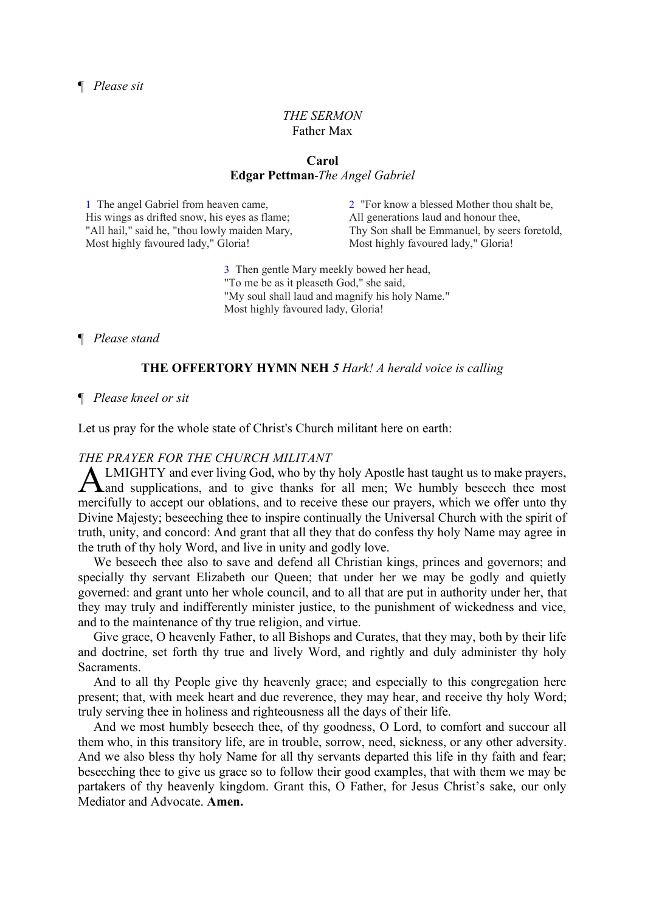¶ *Please sit*

*THE SERMON*
Father Max

**Carol**
**Edgar Pettman**-*The Angel Gabriel*

1 The angel Gabriel from heaven came,
His wings as drifted snow, his eyes as flame;
"All hail," said he, "thou lowly maiden Mary,
Most highly favoured lady," Gloria!

2 "For know a blessed Mother thou shalt be,
All generations laud and honour thee,
Thy Son shall be Emmanuel, by seers foretold,
Most highly favoured lady," Gloria!

3 Then gentle Mary meekly bowed her head,
"To me be as it pleaseth God," she said,
"My soul shall laud and magnify his holy Name."
Most highly favoured lady, Gloria!

¶ *Please stand*

**THE OFFERTORY HYMN NEH *5*** *Hark! A herald voice is calling*

¶ *Please kneel or sit*

Let us pray for the whole state of Christ's Church militant here on earth:

*THE PRAYER FOR THE CHURCH MILITANT*

ALMIGHTY and ever living God, who by thy holy Apostle hast taught us to make prayers, and supplications, and to give thanks for all men; We humbly beseech thee most mercifully to accept our oblations, and to receive these our prayers, which we offer unto thy Divine Majesty; beseeching thee to inspire continually the Universal Church with the spirit of truth, unity, and concord: And grant that all they that do confess thy holy Name may agree in the truth of thy holy Word, and live in unity and godly love.

We beseech thee also to save and defend all Christian kings, princes and governors; and specially thy servant Elizabeth our Queen; that under her we may be godly and quietly governed: and grant unto her whole council, and to all that are put in authority under her, that they may truly and indifferently minister justice, to the punishment of wickedness and vice, and to the maintenance of thy true religion, and virtue.

Give grace, O heavenly Father, to all Bishops and Curates, that they may, both by their life and doctrine, set forth thy true and lively Word, and rightly and duly administer thy holy Sacraments.

And to all thy People give thy heavenly grace; and especially to this congregation here present; that, with meek heart and due reverence, they may hear, and receive thy holy Word; truly serving thee in holiness and righteousness all the days of their life.

And we most humbly beseech thee, of thy goodness, O Lord, to comfort and succour all them who, in this transitory life, are in trouble, sorrow, need, sickness, or any other adversity. And we also bless thy holy Name for all thy servants departed this life in thy faith and fear; beseeching thee to give us grace so to follow their good examples, that with them we may be partakers of thy heavenly kingdom. Grant this, O Father, for Jesus Christ's sake, our only Mediator and Advocate. **Amen.**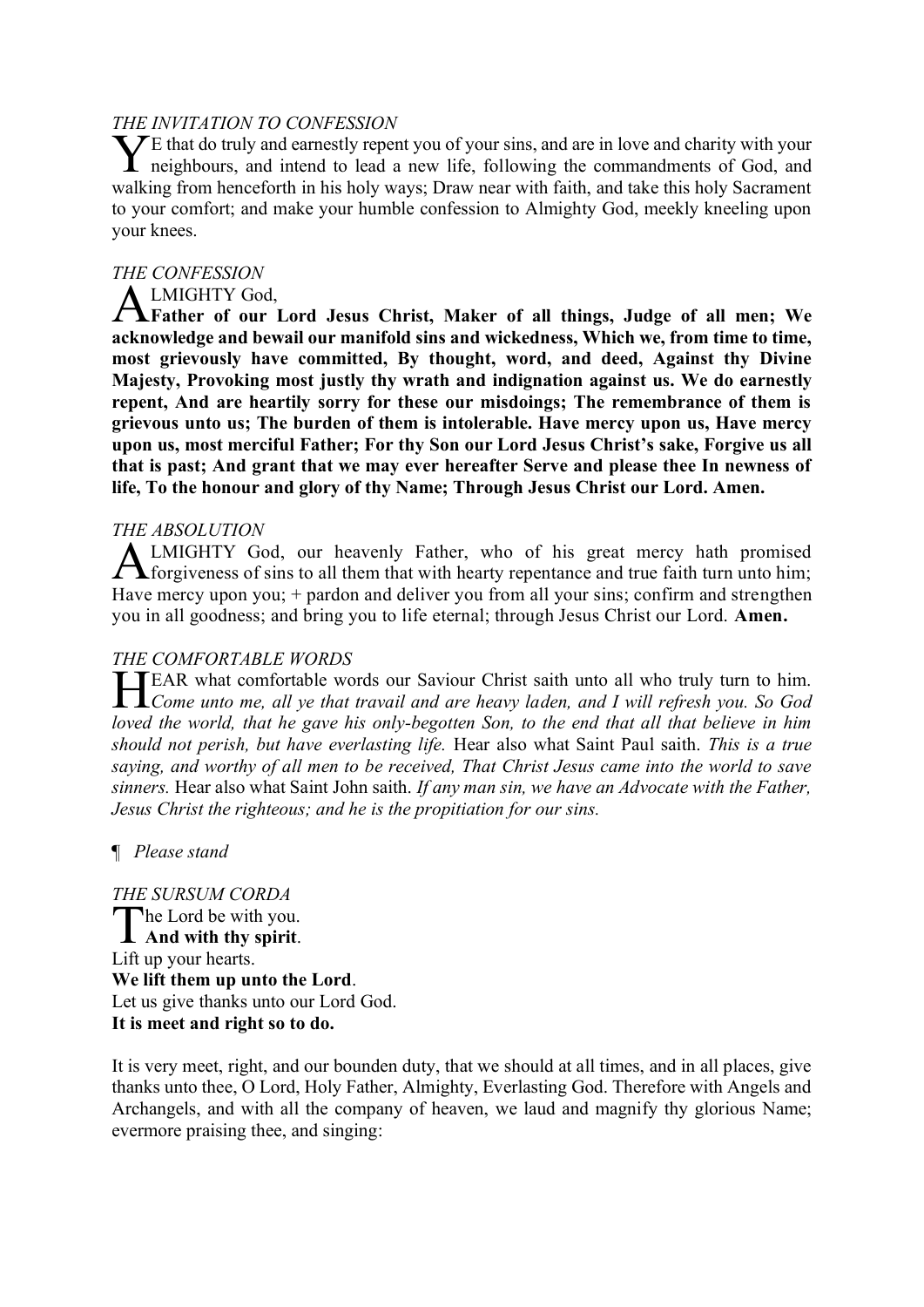*THE INVITATION TO CONFESSION*

YE that do truly and earnestly repent you of your sins, and are in love and charity with your neighbours, and intend to lead a new life, following the commandments of God, and walking from henceforth in his holy ways; Draw near with faith, and take this holy Sacrament to your comfort; and make your humble confession to Almighty God, meekly kneeling upon your knees.

*THE CONFESSION*

ALMIGHTY God,
**Father of our Lord Jesus Christ, Maker of all things, Judge of all men; We acknowledge and bewail our manifold sins and wickedness, Which we, from time to time, most grievously have committed, By thought, word, and deed, Against thy Divine Majesty, Provoking most justly thy wrath and indignation against us. We do earnestly repent, And are heartily sorry for these our misdoings; The remembrance of them is grievous unto us; The burden of them is intolerable. Have mercy upon us, Have mercy upon us, most merciful Father; For thy Son our Lord Jesus Christ's sake, Forgive us all that is past; And grant that we may ever hereafter Serve and please thee In newness of life, To the honour and glory of thy Name; Through Jesus Christ our Lord. Amen.**

*THE ABSOLUTION*

ALMIGHTY God, our heavenly Father, who of his great mercy hath promised forgiveness of sins to all them that with hearty repentance and true faith turn unto him; Have mercy upon you; + pardon and deliver you from all your sins; confirm and strengthen you in all goodness; and bring you to life eternal; through Jesus Christ our Lord. **Amen.**

*THE COMFORTABLE WORDS*

HEAR what comfortable words our Saviour Christ saith unto all who truly turn to him. *Come unto me, all ye that travail and are heavy laden, and I will refresh you. So God loved the world, that he gave his only-begotten Son, to the end that all that believe in him should not perish, but have everlasting life.* Hear also what Saint Paul saith. *This is a true saying, and worthy of all men to be received, That Christ Jesus came into the world to save sinners.* Hear also what Saint John saith. *If any man sin, we have an Advocate with the Father, Jesus Christ the righteous; and he is the propitiation for our sins.*

¶ *Please stand*

*THE SURSUM CORDA*

The Lord be with you.
**And with thy spirit**.
Lift up your hearts.
**We lift them up unto the Lord**.
Let us give thanks unto our Lord God.
**It is meet and right so to do.**

It is very meet, right, and our bounden duty, that we should at all times, and in all places, give thanks unto thee, O Lord, Holy Father, Almighty, Everlasting God. Therefore with Angels and Archangels, and with all the company of heaven, we laud and magnify thy glorious Name; evermore praising thee, and singing: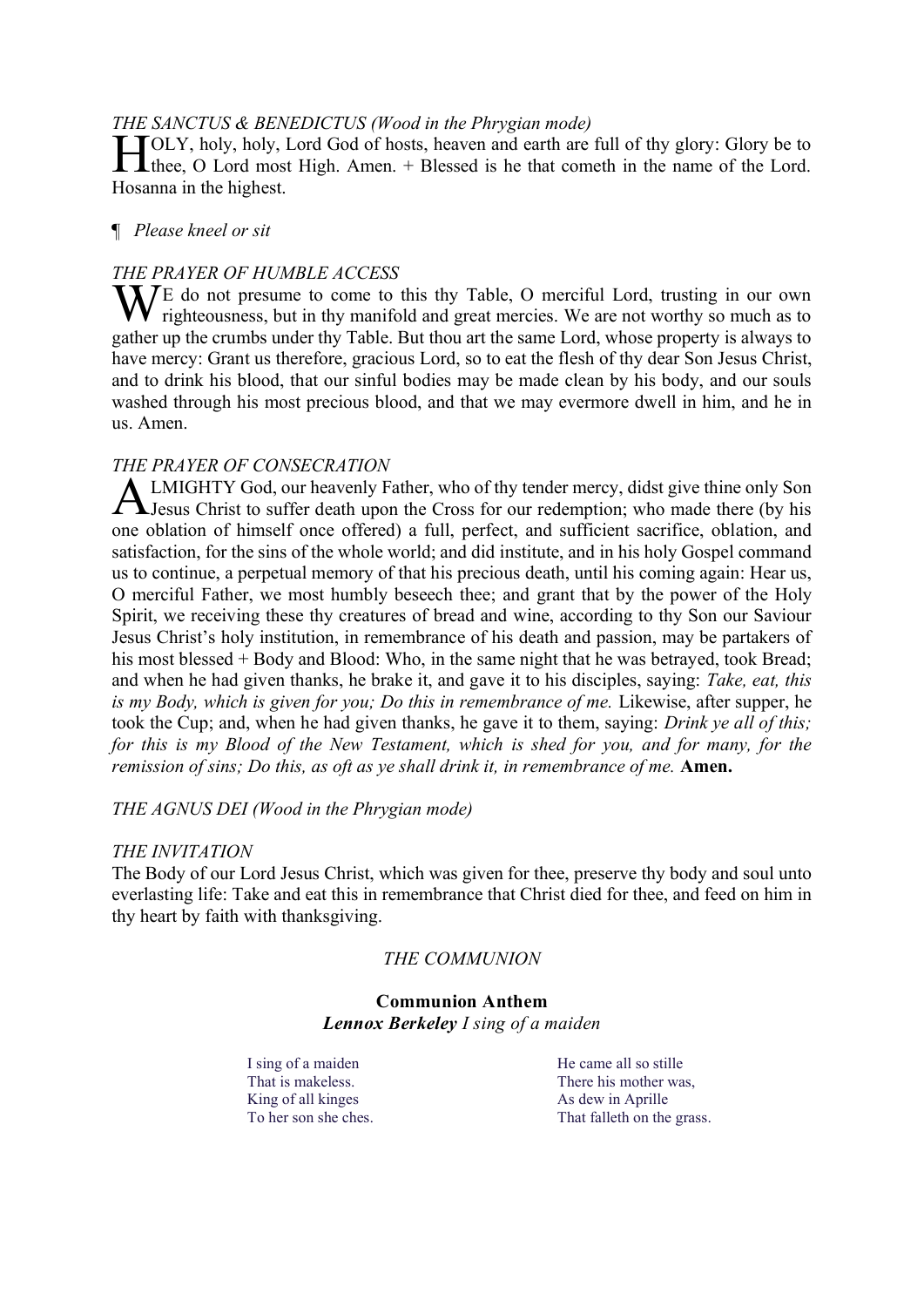*THE SANCTUS & BENEDICTUS (Wood in the Phrygian mode)*

HOLY, holy, holy, Lord God of hosts, heaven and earth are full of thy glory: Glory be to thee, O Lord most High. Amen. + Blessed is he that cometh in the name of the Lord. Hosanna in the highest.

¶ *Please kneel or sit*

*THE PRAYER OF HUMBLE ACCESS*

WE do not presume to come to this thy Table, O merciful Lord, trusting in our own righteousness, but in thy manifold and great mercies. We are not worthy so much as to gather up the crumbs under thy Table. But thou art the same Lord, whose property is always to have mercy: Grant us therefore, gracious Lord, so to eat the flesh of thy dear Son Jesus Christ, and to drink his blood, that our sinful bodies may be made clean by his body, and our souls washed through his most precious blood, and that we may evermore dwell in him, and he in us. Amen.

*THE PRAYER OF CONSECRATION*

ALMIGHTY God, our heavenly Father, who of thy tender mercy, didst give thine only Son Jesus Christ to suffer death upon the Cross for our redemption; who made there (by his one oblation of himself once offered) a full, perfect, and sufficient sacrifice, oblation, and satisfaction, for the sins of the whole world; and did institute, and in his holy Gospel command us to continue, a perpetual memory of that his precious death, until his coming again: Hear us, O merciful Father, we most humbly beseech thee; and grant that by the power of the Holy Spirit, we receiving these thy creatures of bread and wine, according to thy Son our Saviour Jesus Christ's holy institution, in remembrance of his death and passion, may be partakers of his most blessed + Body and Blood: Who, in the same night that he was betrayed, took Bread; and when he had given thanks, he brake it, and gave it to his disciples, saying: *Take, eat, this is my Body, which is given for you; Do this in remembrance of me.* Likewise, after supper, he took the Cup; and, when he had given thanks, he gave it to them, saying: *Drink ye all of this; for this is my Blood of the New Testament, which is shed for you, and for many, for the remission of sins; Do this, as oft as ye shall drink it, in remembrance of me.* **Amen.**

*THE AGNUS DEI (Wood in the Phrygian mode)*

*THE INVITATION*

The Body of our Lord Jesus Christ, which was given for thee, preserve thy body and soul unto everlasting life: Take and eat this in remembrance that Christ died for thee, and feed on him in thy heart by faith with thanksgiving.

*THE COMMUNION*

**Communion Anthem**
***Lennox Berkeley*** *I sing of a maiden*

I sing of a maiden
That is makeless.
King of all kinges
To her son she ches.

He came all so stille
There his mother was,
As dew in Aprille
That falleth on the grass.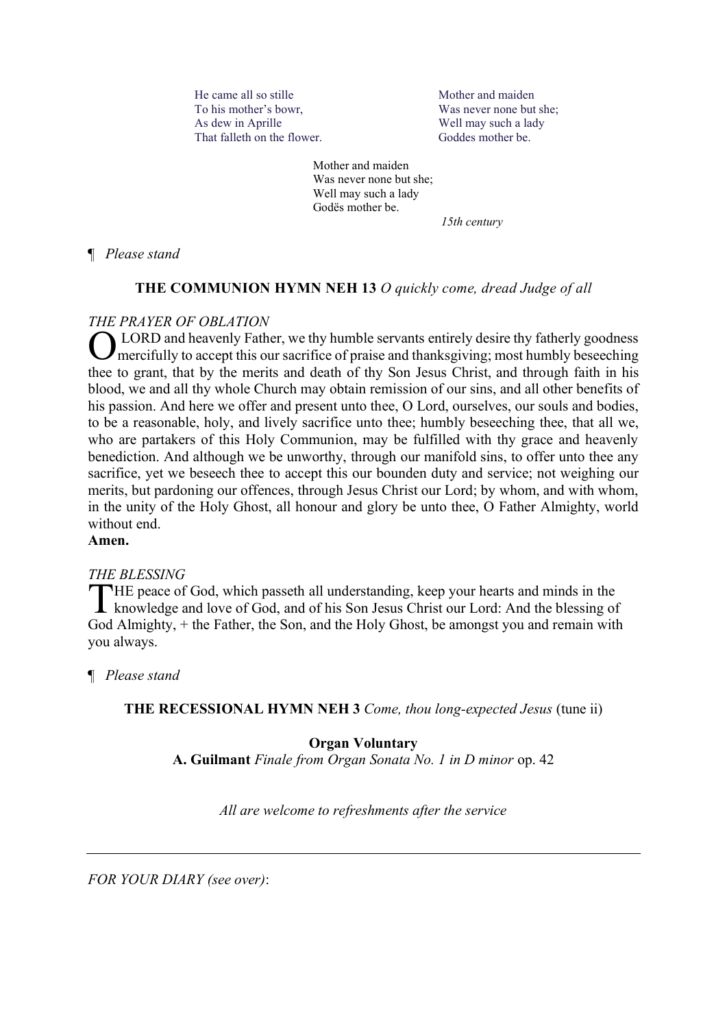He came all so stille
To his mother's bowr,
As dew in Aprille
That falleth on the flower.

Mother and maiden
Was never none but she;
Well may such a lady
Goddes mother be.

Mother and maiden
Was never none but she;
Well may such a lady
Godës mother be.

*15th century*

¶ *Please stand*

**THE COMMUNION HYMN NEH 13** *O quickly come, dread Judge of all*

*THE PRAYER OF OBLATION*

O LORD and heavenly Father, we thy humble servants entirely desire thy fatherly goodness mercifully to accept this our sacrifice of praise and thanksgiving; most humbly beseeching thee to grant, that by the merits and death of thy Son Jesus Christ, and through faith in his blood, we and all thy whole Church may obtain remission of our sins, and all other benefits of his passion. And here we offer and present unto thee, O Lord, ourselves, our souls and bodies, to be a reasonable, holy, and lively sacrifice unto thee; humbly beseeching thee, that all we, who are partakers of this Holy Communion, may be fulfilled with thy grace and heavenly benediction. And although we be unworthy, through our manifold sins, to offer unto thee any sacrifice, yet we beseech thee to accept this our bounden duty and service; not weighing our merits, but pardoning our offences, through Jesus Christ our Lord; by whom, and with whom, in the unity of the Holy Ghost, all honour and glory be unto thee, O Father Almighty, world without end.
**Amen.**

*THE BLESSING*

THE peace of God, which passeth all understanding, keep your hearts and minds in the knowledge and love of God, and of his Son Jesus Christ our Lord: And the blessing of God Almighty, + the Father, the Son, and the Holy Ghost, be amongst you and remain with you always.

¶ *Please stand*

**THE RECESSIONAL HYMN NEH 3** *Come, thou long-expected Jesus* (tune ii)

**Organ Voluntary**
**A. Guilmant** *Finale from Organ Sonata No. 1 in D minor* op. 42

*All are welcome to refreshments after the service*

---

*FOR YOUR DIARY (see over)*: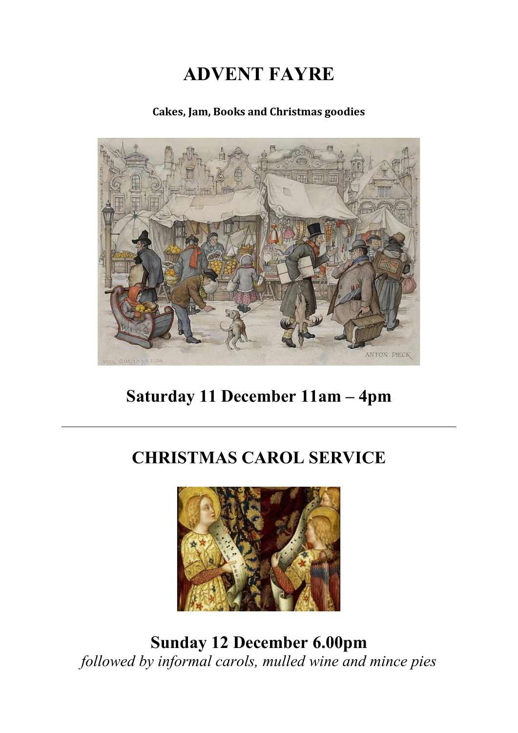# ADVENT FAYRE

**Cakes, Jam, Books and Christmas goodies**

## Saturday 11 December 11am – 4pm

---

# CHRISTMAS CAROL SERVICE

## Sunday 12 December 6.00pm

*followed by informal carols, mulled wine and mince pies*